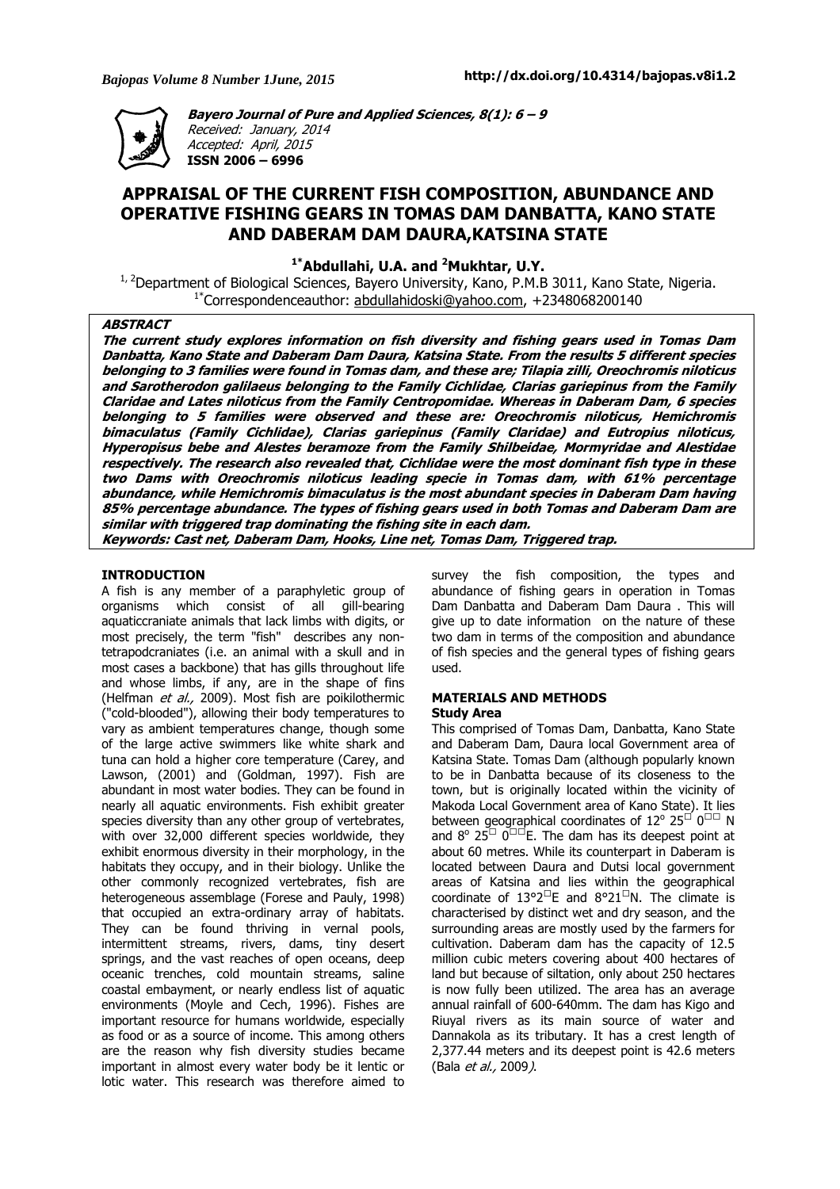Bayero Journal of Pure and Applied Sciences, 8(1): 6 – 9
Received: January, 2014
Accepted: April, 2015
**ISSN 2006 – 6996**

http://dx.doi.org/10.4314/bajopas.v8i1.2

# APPRAISAL OF THE CURRENT FISH COMPOSITION, ABUNDANCE AND OPERATIVE FISHING GEARS IN TOMAS DAM DANBATTA, KANO STATE AND DABERAM DAM DAURA,KATSINA STATE

**[1*]Abdullahi, U.A. and [2]Mukhtar, U.Y.**

[1, 2]Department of Biological Sciences, Bayero University, Kano, P.M.B 3011, Kano State, Nigeria.
[1*]Correspondenceauthor: abdullahidoski@yahoo.com, +2348068200140

## ABSTRACT

***The current study explores information on fish diversity and fishing gears used in Tomas Dam Danbatta, Kano State and Daberam Dam Daura, Katsina State. From the results 5 different species belonging to 3 families were found in Tomas dam, and these are; Tilapia zilli, Oreochromis niloticus and Sarotherodon galilaeus belonging to the Family Cichlidae, Clarias gariepinus from the Family Claridae and Lates niloticus from the Family Centropomidae. Whereas in Daberam Dam, 6 species belonging to 5 families were observed and these are: Oreochromis niloticus, Hemichromis bimaculatus (Family Cichlidae), Clarias gariepinus (Family Claridae) and Eutropius niloticus, Hyperopisus bebe and Alestes beramoze from the Family Shilbeidae, Mormyridae and Alestidae respectively. The research also revealed that, Cichlidae were the most dominant fish type in these two Dams with Oreochromis niloticus leading specie in Tomas dam, with 61% percentage abundance, while Hemichromis bimaculatus is the most abundant species in Daberam Dam having 85% percentage abundance. The types of fishing gears used in both Tomas and Daberam Dam are similar with triggered trap dominating the fishing site in each dam.***

***Keywords: Cast net, Daberam Dam, Hooks, Line net, Tomas Dam, Triggered trap.***

## INTRODUCTION

A fish is any member of a paraphyletic group of organisms which consist of all gill-bearing aquaticcraniate animals that lack limbs with digits, or most precisely, the term "fish" describes any non-tetrapodcraniates (i.e. an animal with a skull and in most cases a backbone) that has gills throughout life and whose limbs, if any, are in the shape of fins (Helfman *et al.,* 2009). Most fish are poikilothermic ("cold-blooded"), allowing their body temperatures to vary as ambient temperatures change, though some of the large active swimmers like white shark and tuna can hold a higher core temperature (Carey, and Lawson, (2001) and (Goldman, 1997). Fish are abundant in most water bodies. They can be found in nearly all aquatic environments. Fish exhibit greater species diversity than any other group of vertebrates, with over 32,000 different species worldwide, they exhibit enormous diversity in their morphology, in the habitats they occupy, and in their biology. Unlike the other commonly recognized vertebrates, fish are heterogeneous assemblage (Forese and Pauly, 1998) that occupied an extra-ordinary array of habitats. They can be found thriving in vernal pools, intermittent streams, rivers, dams, tiny desert springs, and the vast reaches of open oceans, deep oceanic trenches, cold mountain streams, saline coastal embayment, or nearly endless list of aquatic environments (Moyle and Cech, 1996). Fishes are important resource for humans worldwide, especially as food or as a source of income. This among others are the reason why fish diversity studies became important in almost every water body be it lentic or lotic water. This research was therefore aimed to survey the fish composition, the types and abundance of fishing gears in operation in Tomas Dam Danbatta and Daberam Dam Daura . This will give up to date information on the nature of these two dam in terms of the composition and abundance of fish species and the general types of fishing gears used.

## MATERIALS AND METHODS

### Study Area

This comprised of Tomas Dam, Danbatta, Kano State and Daberam Dam, Daura local Government area of Katsina State. Tomas Dam (although popularly known to be in Danbatta because of its closeness to the town, but is originally located within the vicinity of Makoda Local Government area of Kano State). It lies between geographical coordinates of 12° 25′ 0″ N and 8° 25′ 0″E. The dam has its deepest point at about 60 metres. While its counterpart in Daberam is located between Daura and Dutsi local government areas of Katsina and lies within the geographical coordinate of 13°2′E and 8°21′N. The climate is characterised by distinct wet and dry season, and the surrounding areas are mostly used by the farmers for cultivation. Daberam dam has the capacity of 12.5 million cubic meters covering about 400 hectares of land but because of siltation, only about 250 hectares is now fully been utilized. The area has an average annual rainfall of 600-640mm. The dam has Kigo and Riuyal rivers as its main source of water and Dannakola as its tributary. It has a crest length of 2,377.44 meters and its deepest point is 42.6 meters (Bala *et al.,* 2009).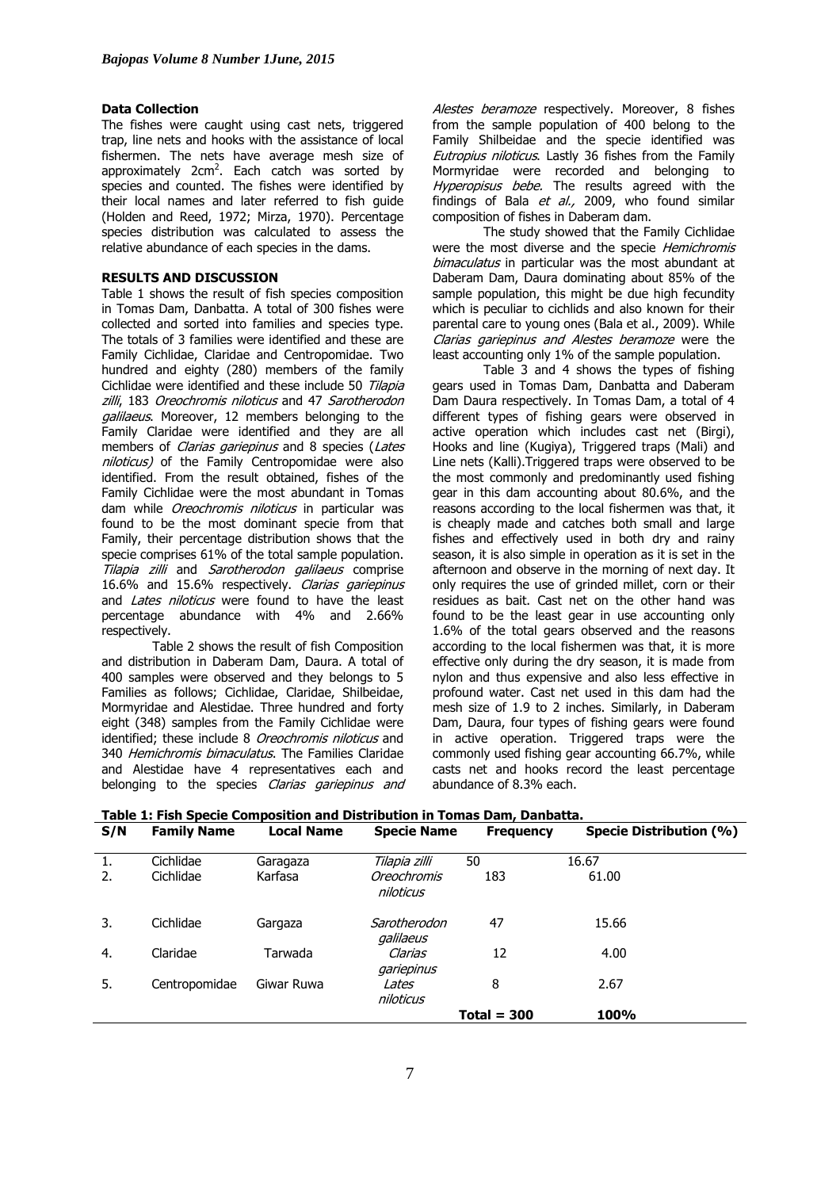### Data Collection

The fishes were caught using cast nets, triggered trap, line nets and hooks with the assistance of local fishermen. The nets have average mesh size of approximately 2cm$^2$. Each catch was sorted by species and counted. The fishes were identified by their local names and later referred to fish guide (Holden and Reed, 1972; Mirza, 1970). Percentage species distribution was calculated to assess the relative abundance of each species in the dams.

### RESULTS AND DISCUSSION

Table 1 shows the result of fish species composition in Tomas Dam, Danbatta. A total of 300 fishes were collected and sorted into families and species type. The totals of 3 families were identified and these are Family Cichlidae, Claridae and Centropomidae. Two hundred and eighty (280) members of the family Cichlidae were identified and these include 50 *Tilapia zilli*, 183 *Oreochromis niloticus* and 47 *Sarotherodon galilaeus*. Moreover, 12 members belonging to the Family Claridae were identified and they are all members of *Clarias gariepinus* and 8 species (*Lates niloticus)* of the Family Centropomidae were also identified. From the result obtained, fishes of the Family Cichlidae were the most abundant in Tomas dam while *Oreochromis niloticus* in particular was found to be the most dominant specie from that Family, their percentage distribution shows that the specie comprises 61% of the total sample population. *Tilapia zilli* and *Sarotherodon galilaeus* comprise 16.6% and 15.6% respectively. *Clarias gariepinus* and *Lates niloticus* were found to have the least percentage abundance with 4% and 2.66% respectively.

Table 2 shows the result of fish Composition and distribution in Daberam Dam, Daura. A total of 400 samples were observed and they belongs to 5 Families as follows; Cichlidae, Claridae, Shilbeidae, Mormyridae and Alestidae. Three hundred and forty eight (348) samples from the Family Cichlidae were identified; these include 8 *Oreochromis niloticus* and 340 *Hemichromis bimaculatus*. The Families Claridae and Alestidae have 4 representatives each and belonging to the species *Clarias gariepinus and Alestes beramoze* respectively. Moreover, 8 fishes from the sample population of 400 belong to the Family Shilbeidae and the specie identified was *Eutropius niloticus*. Lastly 36 fishes from the Family Mormyridae were recorded and belonging to *Hyperopisus bebe.* The results agreed with the findings of Bala *et al.,* 2009, who found similar composition of fishes in Daberam dam.

The study showed that the Family Cichlidae were the most diverse and the specie *Hemichromis bimaculatus* in particular was the most abundant at Daberam Dam, Daura dominating about 85% of the sample population, this might be due high fecundity which is peculiar to cichlids and also known for their parental care to young ones (Bala et al., 2009). While *Clarias gariepinus and Alestes beramoze* were the least accounting only 1% of the sample population.

Table 3 and 4 shows the types of fishing gears used in Tomas Dam, Danbatta and Daberam Dam Daura respectively. In Tomas Dam, a total of 4 different types of fishing gears were observed in active operation which includes cast net (Birgi), Hooks and line (Kugiya), Triggered traps (Mali) and Line nets (Kalli).Triggered traps were observed to be the most commonly and predominantly used fishing gear in this dam accounting about 80.6%, and the reasons according to the local fishermen was that, it is cheaply made and catches both small and large fishes and effectively used in both dry and rainy season, it is also simple in operation as it is set in the afternoon and observe in the morning of next day. It only requires the use of grinded millet, corn or their residues as bait. Cast net on the other hand was found to be the least gear in use accounting only 1.6% of the total gears observed and the reasons according to the local fishermen was that, it is more effective only during the dry season, it is made from nylon and thus expensive and also less effective in profound water. Cast net used in this dam had the mesh size of 1.9 to 2 inches. Similarly, in Daberam Dam, Daura, four types of fishing gears were found in active operation. Triggered traps were the commonly used fishing gear accounting 66.7%, while casts net and hooks record the least percentage abundance of 8.3% each.

**Table 1: Fish Specie Composition and Distribution in Tomas Dam, Danbatta.**

| S/N | Family Name | Local Name | Specie Name | Frequency | Specie Distribution (%) |
|---|---|---|---|---|---|
| 1. | Cichlidae | Garagaza | *Tilapia zilli* | 50 | 16.67 |
| 2. | Cichlidae | Karfasa | *Oreochromis niloticus* | 183 | 61.00 |
| 3. | Cichlidae | Gargaza | *Sarotherodon galilaeus* | 47 | 15.66 |
| 4. | Claridae | Tarwada | *Clarias gariepinus* | 12 | 4.00 |
| 5. | Centropomidae | Giwar Ruwa | *Lates niloticus* | 8 | 2.67 |
| | | | | **Total = 300** | **100%** |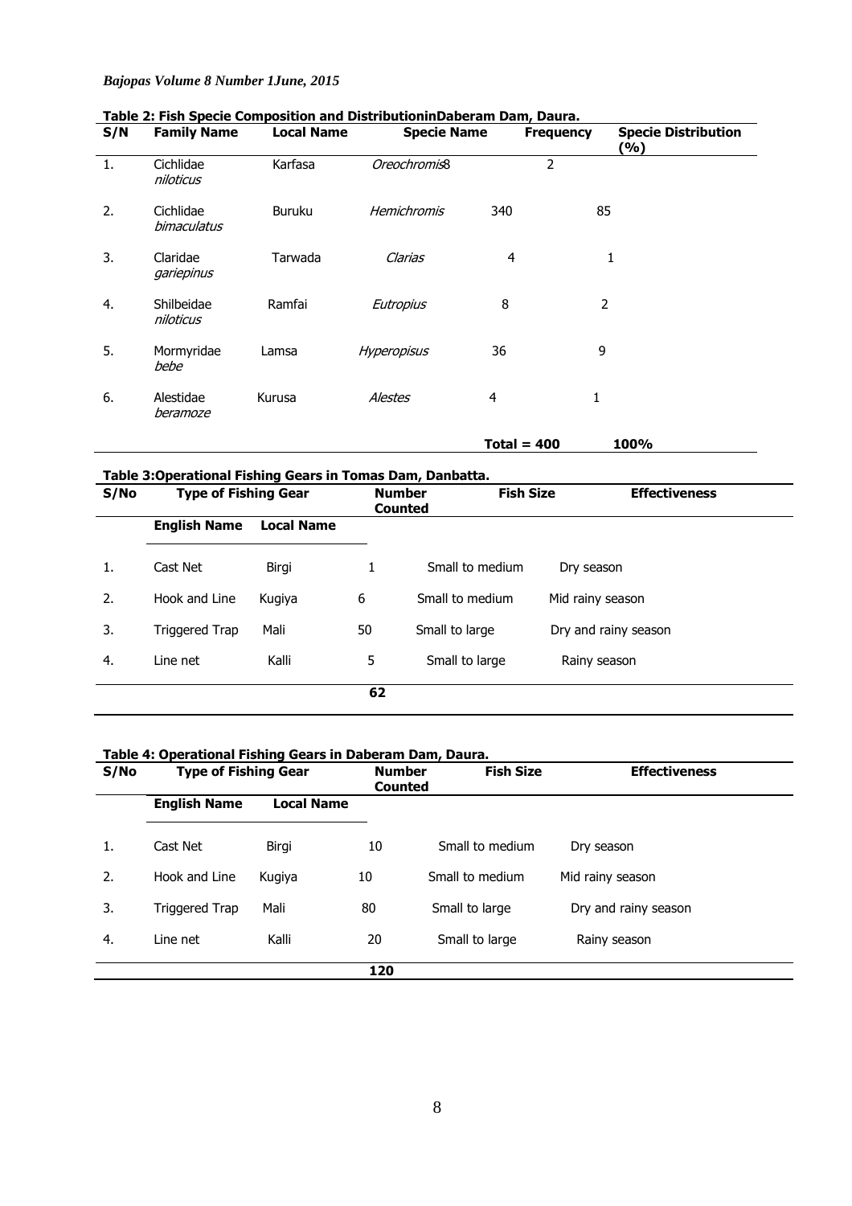**Table 2: Fish Specie Composition and DistributioninDaberam Dam, Daura.**

| S/N | Family Name | Local Name | Specie Name | Frequency | Specie Distribution (%) |
|---|---|---|---|---|---|
| 1. | Cichlidae *niloticus* | Karfasa | *Oreochromis*8 | 2 | |
| 2. | Cichlidae *bimaculatus* | Buruku | *Hemichromis* | 340 | 85 |
| 3. | Claridae *gariepinus* | Tarwada | *Clarias* | 4 | 1 |
| 4. | Shilbeidae *niloticus* | Ramfai | *Eutropius* | 8 | 2 |
| 5. | Mormyridae *bebe* | Lamsa | *Hyperopisus* | 36 | 9 |
| 6. | Alestidae *beramoze* | Kurusa | *Alestes* | 4 | 1 |
| | | | | **Total = 400** | **100%** |

**Table 3:Operational Fishing Gears in Tomas Dam, Danbatta.**

| S/No | Type of Fishing Gear | | Number Counted | Fish Size | Effectiveness |
|---|---|---|---|---|---|
| | **English Name** | **Local Name** | | | |
| 1. | Cast Net | Birgi | 1 | Small to medium | Dry season |
| 2. | Hook and Line | Kugiya | 6 | Small to medium | Mid rainy season |
| 3. | Triggered Trap | Mali | 50 | Small to large | Dry and rainy season |
| 4. | Line net | Kalli | 5 | Small to large | Rainy season |
| | | | **62** | | |

**Table 4: Operational Fishing Gears in Daberam Dam, Daura.**

| S/No | Type of Fishing Gear | | Number Counted | Fish Size | Effectiveness |
|---|---|---|---|---|---|
| | **English Name** | **Local Name** | | | |
| 1. | Cast Net | Birgi | 10 | Small to medium | Dry season |
| 2. | Hook and Line | Kugiya | 10 | Small to medium | Mid rainy season |
| 3. | Triggered Trap | Mali | 80 | Small to large | Dry and rainy season |
| 4. | Line net | Kalli | 20 | Small to large | Rainy season |
| | | | **120** | | |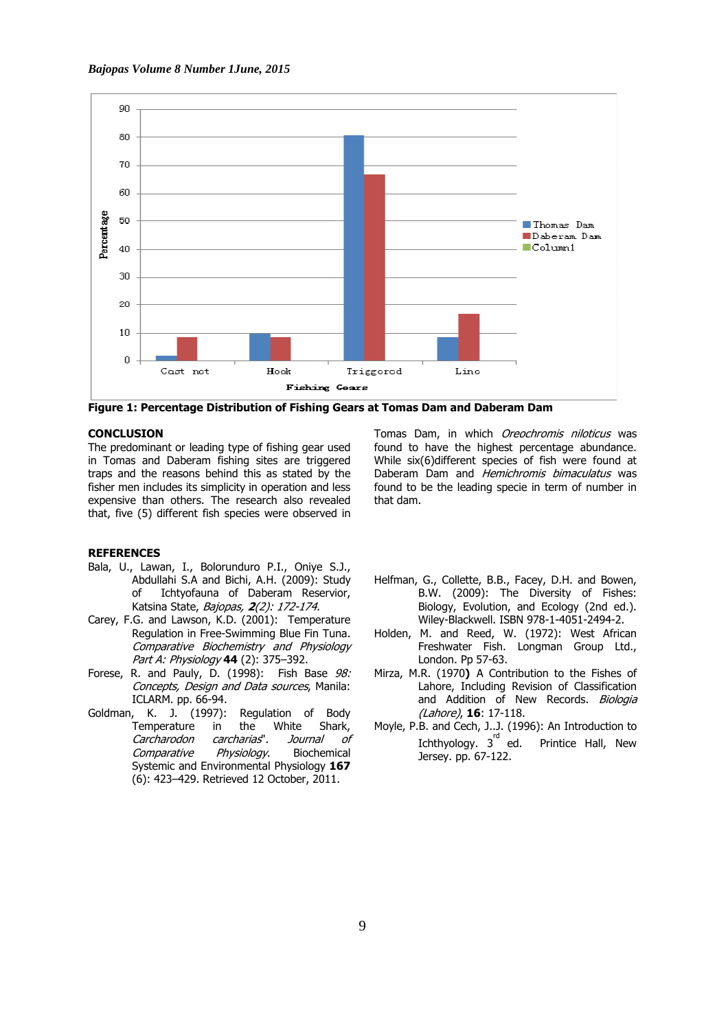90
80
70
60
50
40
30
20
10
0

Percentage

Cast net
Hook
Triggerod
Line

Fishing Gears

Thomas Dam
Daberam Dam
Column1

**Figure 1: Percentage Distribution of Fishing Gears at Tomas Dam and Daberam Dam**

## CONCLUSION

The predominant or leading type of fishing gear used in Tomas and Daberam fishing sites are triggered traps and the reasons behind this as stated by the fisher men includes its simplicity in operation and less expensive than others. The research also revealed that, five (5) different fish species were observed in Tomas Dam, in which *Oreochromis niloticus* was found to have the highest percentage abundance. While six(6)different species of fish were found at Daberam Dam and *Hemichromis bimaculatus* was found to be the leading specie in term of number in that dam.

## REFERENCES

Bala, U., Lawan, I., Bolorunduro P.I., Oniye S.J., Abdullahi S.A and Bichi, A.H. (2009): Study of Ichtyofauna of Daberam Reservior, Katsina State, *Bajopas, **2**(2): 172-174.*

Carey, F.G. and Lawson, K.D. (2001): Temperature Regulation in Free-Swimming Blue Fin Tuna. *Comparative Biochemistry and Physiology Part A: Physiology* **44** (2): 375–392.

Forese, R. and Pauly, D. (1998): Fish Base *98: Concepts, Design and Data sources*, Manila: ICLARM. pp. 66-94.

Goldman, K. J. (1997): Regulation of Body Temperature in the White Shark, *Carcharodon carcharias*". *Journal of Comparative Physiology.* Biochemical Systemic and Environmental Physiology **167** (6): 423–429. Retrieved 12 October, 2011.

Helfman, G., Collette, B.B., Facey, D.H. and Bowen, B.W. (2009): The Diversity of Fishes: Biology, Evolution, and Ecology (2nd ed.). Wiley-Blackwell. ISBN 978-1-4051-2494-2.

Holden, M. and Reed, W. (1972): West African Freshwater Fish. Longman Group Ltd., London. Pp 57-63.

Mirza, M.R. (1970**)** A Contribution to the Fishes of Lahore, Including Revision of Classification and Addition of New Records. *Biologia (Lahore)*, **16**: 17-118.

Moyle, P.B. and Cech, J..J. (1996): An Introduction to Ichthyology. 3rd ed. Printice Hall, New Jersey. pp. 67-122.